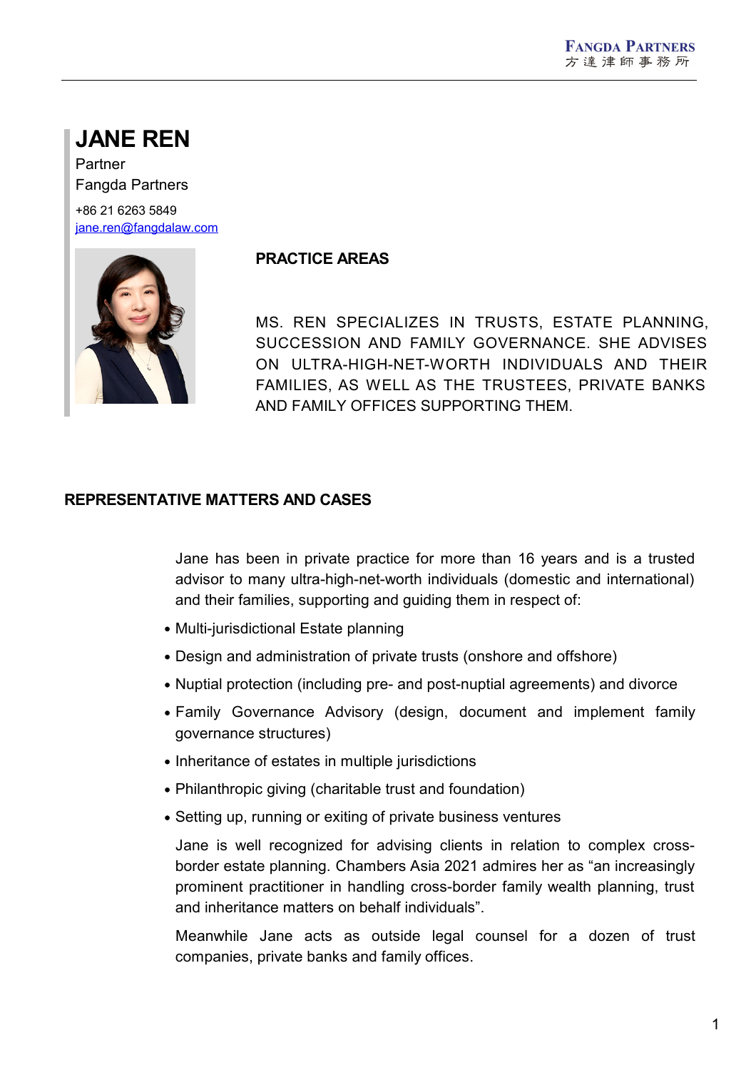# JANE REN

Partner

Fangda Partners

+86 21 6263 5849

jane.ren@fangdalaw.com

## PRACTICE AREAS

MS. REN SPECIALIZES IN TRUSTS, ESTATE PLANNING, SUCCESSION AND FAMILY GOVERNANCE. SHE ADVISES ON ULTRA-HIGH-NET-WORTH INDIVIDUALS AND THEIR FAMILIES, AS WELL AS THE TRUSTEES, PRIVATE BANKS AND FAMILY OFFICES SUPPORTING THEM.

## REPRESENTATIVE MATTERS AND CASES

Jane has been in private practice for more than 16 years and is a trusted advisor to many ultra-high-net-worth individuals (domestic and international) and their families, supporting and guiding them in respect of:

- Multi-jurisdictional Estate planning
- Design and administration of private trusts (onshore and offshore)
- Nuptial protection (including pre- and post-nuptial agreements) and divorce
- Family Governance Advisory (design, document and implement family governance structures)
- Inheritance of estates in multiple jurisdictions
- Philanthropic giving (charitable trust and foundation)
- Setting up, running or exiting of private business ventures

Jane is well recognized for advising clients in relation to complex cross-border estate planning. Chambers Asia 2021 admires her as “an increasingly prominent practitioner in handling cross-border family wealth planning, trust and inheritance matters on behalf individuals”.

Meanwhile Jane acts as outside legal counsel for a dozen of trust companies, private banks and family offices.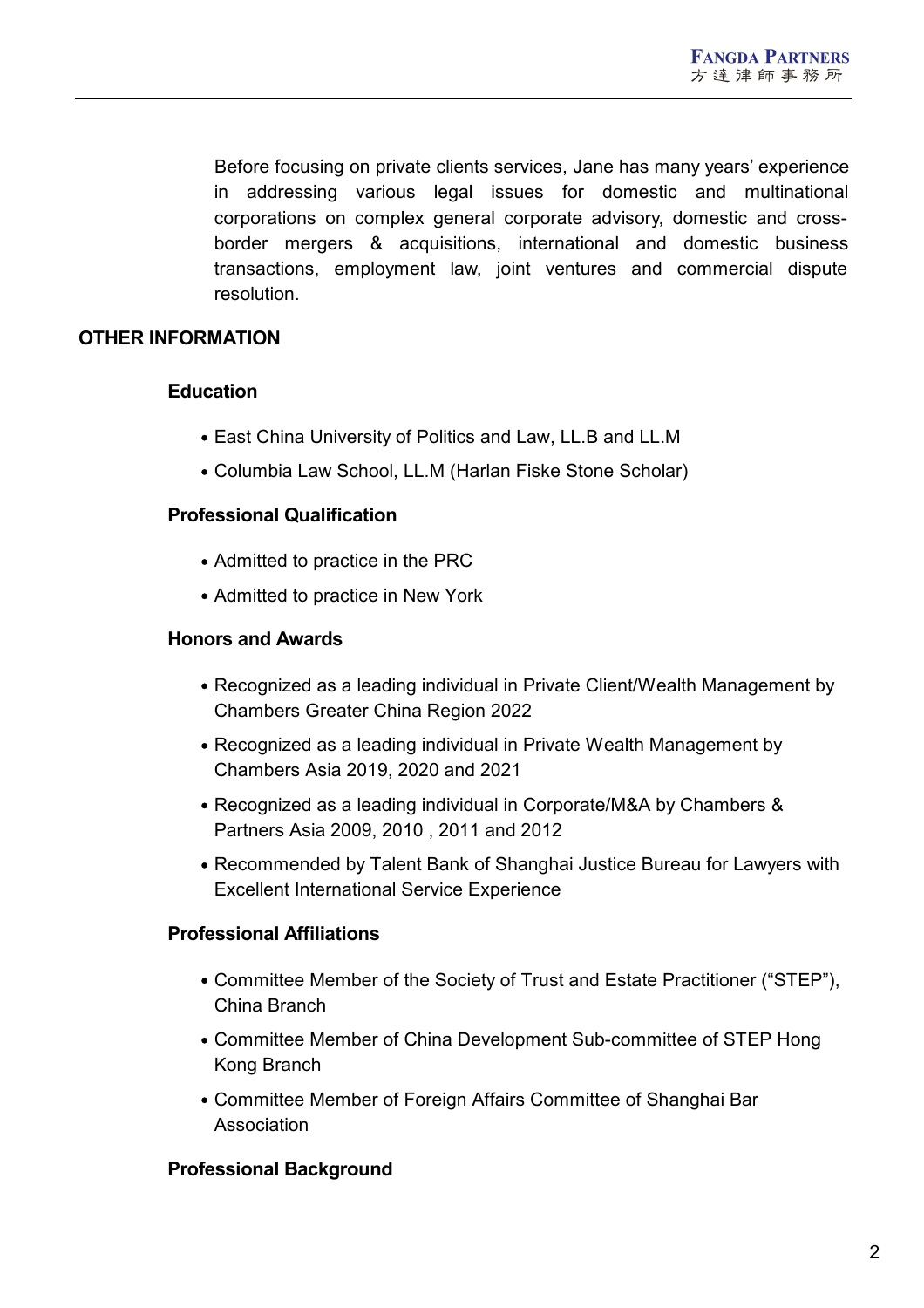Before focusing on private clients services, Jane has many years' experience in addressing various legal issues for domestic and multinational corporations on complex general corporate advisory, domestic and cross-border mergers & acquisitions, international and domestic business transactions, employment law, joint ventures and commercial dispute resolution.

## OTHER INFORMATION

### Education

- East China University of Politics and Law, LL.B and LL.M
- Columbia Law School, LL.M (Harlan Fiske Stone Scholar)

### Professional Qualification

- Admitted to practice in the PRC
- Admitted to practice in New York

### Honors and Awards

- Recognized as a leading individual in Private Client/Wealth Management by Chambers Greater China Region 2022
- Recognized as a leading individual in Private Wealth Management by Chambers Asia 2019, 2020 and 2021
- Recognized as a leading individual in Corporate/M&A by Chambers & Partners Asia 2009, 2010 , 2011 and 2012
- Recommended by Talent Bank of Shanghai Justice Bureau for Lawyers with Excellent International Service Experience

### Professional Affiliations

- Committee Member of the Society of Trust and Estate Practitioner ("STEP"), China Branch
- Committee Member of China Development Sub-committee of STEP Hong Kong Branch
- Committee Member of Foreign Affairs Committee of Shanghai Bar Association

### Professional Background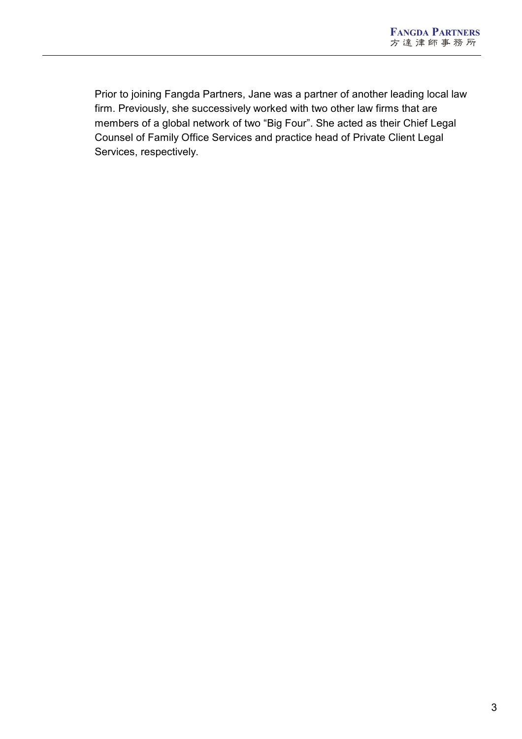Prior to joining Fangda Partners, Jane was a partner of another leading local law firm. Previously, she successively worked with two other law firms that are members of a global network of two “Big Four”. She acted as their Chief Legal Counsel of Family Office Services and practice head of Private Client Legal Services, respectively.